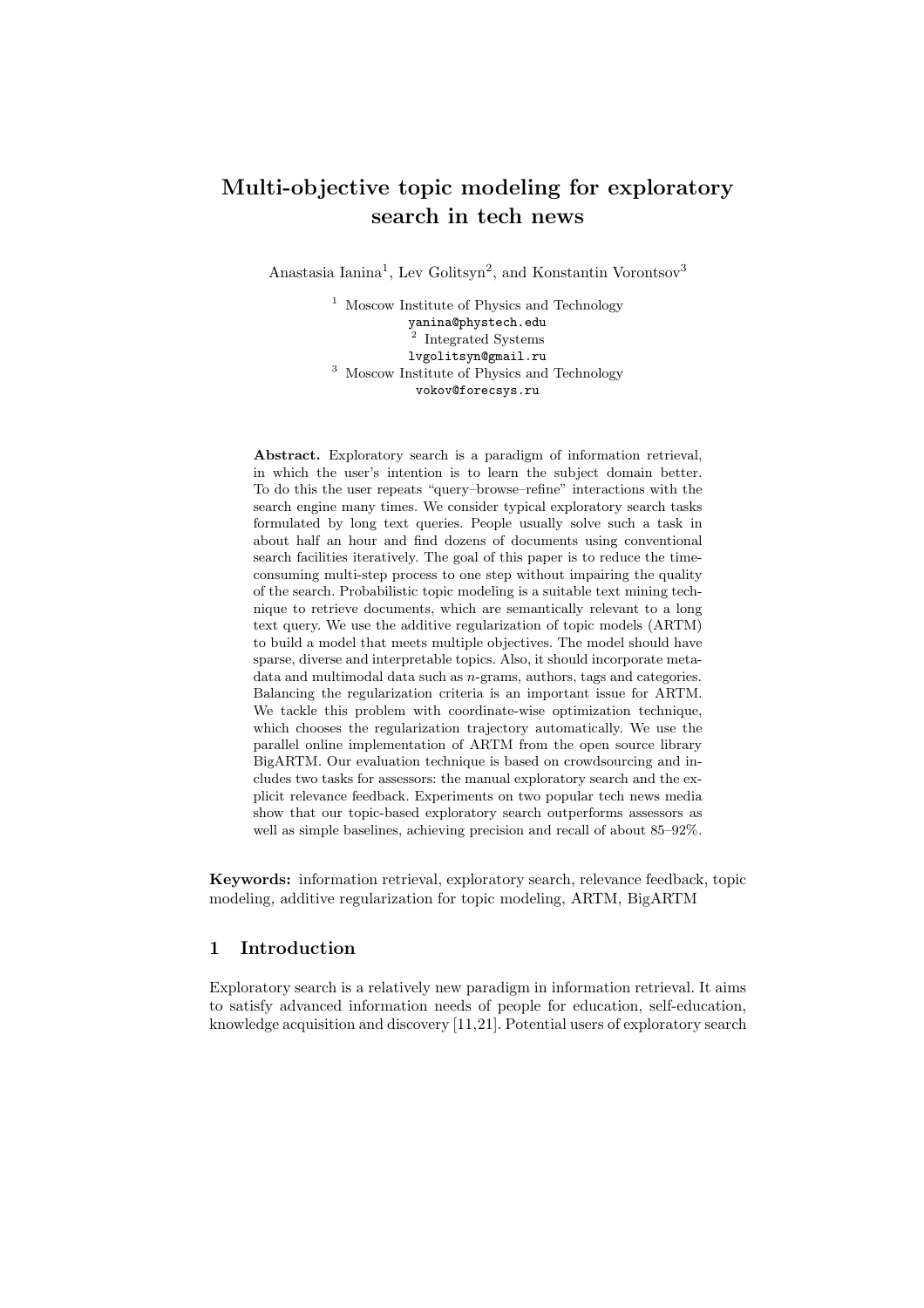# Multi-objective topic modeling for exploratory search in tech news

Anastasia Ianina[1], Lev Golitsyn[2], and Konstantin Vorontsov[3]

[1] Moscow Institute of Physics and Technology
yanina@phystech.edu
[2] Integrated Systems
lvgolitsyn@gmail.ru
[3] Moscow Institute of Physics and Technology
vokov@forecsys.ru

**Abstract.** Exploratory search is a paradigm of information retrieval, in which the user's intention is to learn the subject domain better. To do this the user repeats "query–browse–refine" interactions with the search engine many times. We consider typical exploratory search tasks formulated by long text queries. People usually solve such a task in about half an hour and find dozens of documents using conventional search facilities iteratively. The goal of this paper is to reduce the time-consuming multi-step process to one step without impairing the quality of the search. Probabilistic topic modeling is a suitable text mining technique to retrieve documents, which are semantically relevant to a long text query. We use the additive regularization of topic models (ARTM) to build a model that meets multiple objectives. The model should have sparse, diverse and interpretable topics. Also, it should incorporate metadata and multimodal data such as $n$-grams, authors, tags and categories. Balancing the regularization criteria is an important issue for ARTM. We tackle this problem with coordinate-wise optimization technique, which chooses the regularization trajectory automatically. We use the parallel online implementation of ARTM from the open source library BigARTM. Our evaluation technique is based on crowdsourcing and includes two tasks for assessors: the manual exploratory search and the explicit relevance feedback. Experiments on two popular tech news media show that our topic-based exploratory search outperforms assessors as well as simple baselines, achieving precision and recall of about 85–92%.

**Keywords:** information retrieval, exploratory search, relevance feedback, topic modeling, additive regularization for topic modeling, ARTM, BigARTM

## 1 Introduction

Exploratory search is a relatively new paradigm in information retrieval. It aims to satisfy advanced information needs of people for education, self-education, knowledge acquisition and discovery [11,21]. Potential users of exploratory search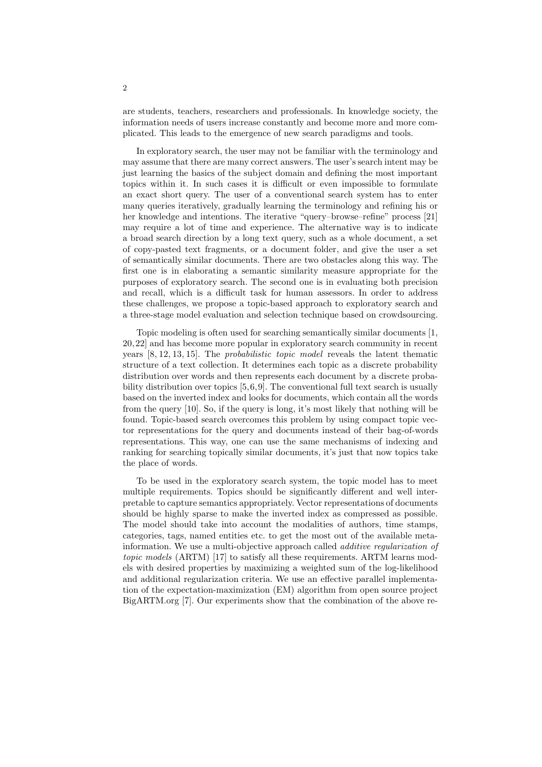are students, teachers, researchers and professionals. In knowledge society, the information needs of users increase constantly and become more and more complicated. This leads to the emergence of new search paradigms and tools.

In exploratory search, the user may not be familiar with the terminology and may assume that there are many correct answers. The user's search intent may be just learning the basics of the subject domain and defining the most important topics within it. In such cases it is difficult or even impossible to formulate an exact short query. The user of a conventional search system has to enter many queries iteratively, gradually learning the terminology and refining his or her knowledge and intentions. The iterative "query–browse–refine" process [21] may require a lot of time and experience. The alternative way is to indicate a broad search direction by a long text query, such as a whole document, a set of copy-pasted text fragments, or a document folder, and give the user a set of semantically similar documents. There are two obstacles along this way. The first one is in elaborating a semantic similarity measure appropriate for the purposes of exploratory search. The second one is in evaluating both precision and recall, which is a difficult task for human assessors. In order to address these challenges, we propose a topic-based approach to exploratory search and a three-stage model evaluation and selection technique based on crowdsourcing.

Topic modeling is often used for searching semantically similar documents [1, 20, 22] and has become more popular in exploratory search community in recent years [8, 12, 13, 15]. The *probabilistic topic model* reveals the latent thematic structure of a text collection. It determines each topic as a discrete probability distribution over words and then represents each document by a discrete probability distribution over topics [5, 6, 9]. The conventional full text search is usually based on the inverted index and looks for documents, which contain all the words from the query [10]. So, if the query is long, it's most likely that nothing will be found. Topic-based search overcomes this problem by using compact topic vector representations for the query and documents instead of their bag-of-words representations. This way, one can use the same mechanisms of indexing and ranking for searching topically similar documents, it's just that now topics take the place of words.

To be used in the exploratory search system, the topic model has to meet multiple requirements. Topics should be significantly different and well interpretable to capture semantics appropriately. Vector representations of documents should be highly sparse to make the inverted index as compressed as possible. The model should take into account the modalities of authors, time stamps, categories, tags, named entities etc. to get the most out of the available meta-information. We use a multi-objective approach called *additive regularization of topic models* (ARTM) [17] to satisfy all these requirements. ARTM learns models with desired properties by maximizing a weighted sum of the log-likelihood and additional regularization criteria. We use an effective parallel implementation of the expectation-maximization (EM) algorithm from open source project BigARTM.org [7]. Our experiments show that the combination of the above re-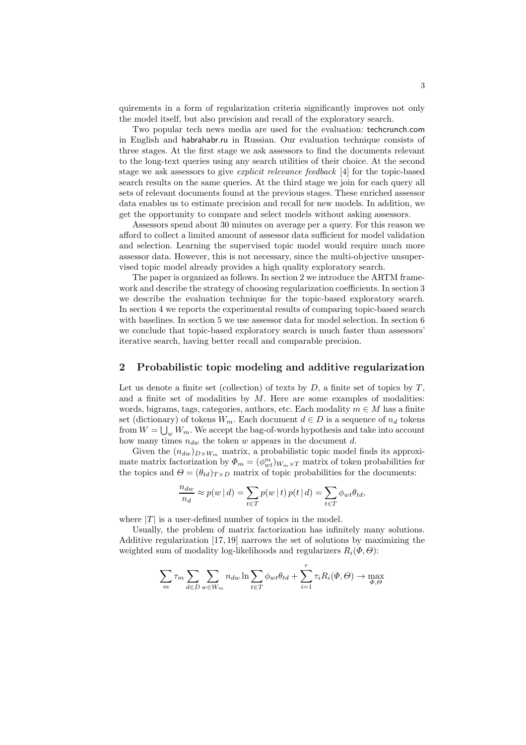quirements in a form of regularization criteria significantly improves not only the model itself, but also precision and recall of the exploratory search.

Two popular tech news media are used for the evaluation: techcrunch.com in English and habrahabr.ru in Russian. Our evaluation technique consists of three stages. At the first stage we ask assessors to find the documents relevant to the long-text queries using any search utilities of their choice. At the second stage we ask assessors to give *explicit relevance feedback* [4] for the topic-based search results on the same queries. At the third stage we join for each query all sets of relevant documents found at the previous stages. These enriched assessor data enables us to estimate precision and recall for new models. In addition, we get the opportunity to compare and select models without asking assessors.

Assessors spend about 30 minutes on average per a query. For this reason we afford to collect a limited amount of assessor data sufficient for model validation and selection. Learning the supervised topic model would require much more assessor data. However, this is not necessary, since the multi-objective unsupervised topic model already provides a high quality exploratory search.

The paper is organized as follows. In section 2 we introduce the ARTM framework and describe the strategy of choosing regularization coefficients. In section 3 we describe the evaluation technique for the topic-based exploratory search. In section 4 we reports the experimental results of comparing topic-based search with baselines. In section 5 we use assessor data for model selection. In section 6 we conclude that topic-based exploratory search is much faster than assessors' iterative search, having better recall and comparable precision.

## 2 Probabilistic topic modeling and additive regularization

Let us denote a finite set (collection) of texts by $D$, a finite set of topics by $T$, and a finite set of modalities by $M$. Here are some examples of modalities: words, bigrams, tags, categories, authors, etc. Each modality $m \in M$ has a finite set (dictionary) of tokens $W_m$. Each document $d \in D$ is a sequence of $n_d$ tokens from $W = \bigcup_w W_m$. We accept the bag-of-words hypothesis and take into account how many times $n_{dw}$ the token $w$ appears in the document $d$.

Given the $(n_{dw})_{D \times W_m}$ matrix, a probabilistic topic model finds its approximate matrix factorization by $\Phi_m = (\phi^m_{wt})_{W_m \times T}$ matrix of token probabilities for the topics and $\Theta = (\theta_{td})_{T \times D}$ matrix of topic probabilities for the documents:

$$\frac{n_{dw}}{n_d} \approx p(w \,|\, d) = \sum_{t \in T} p(w \,|\, t)\, p(t \,|\, d) = \sum_{t \in T} \phi_{wt} \theta_{td},$$

where $|T|$ is a user-defined number of topics in the model.

Usually, the problem of matrix factorization has infinitely many solutions. Additive regularization [17, 19] narrows the set of solutions by maximizing the weighted sum of modality log-likelihoods and regularizers $R_i(\Phi, \Theta)$:

$$\sum_m \tau_m \sum_{d \in D} \sum_{w \in W_m} n_{dw} \ln \sum_{t \in T} \phi_{wt} \theta_{td} + \sum_{i=1}^{r} \tau_i R_i(\Phi, \Theta) \to \max_{\Phi, \Theta}$$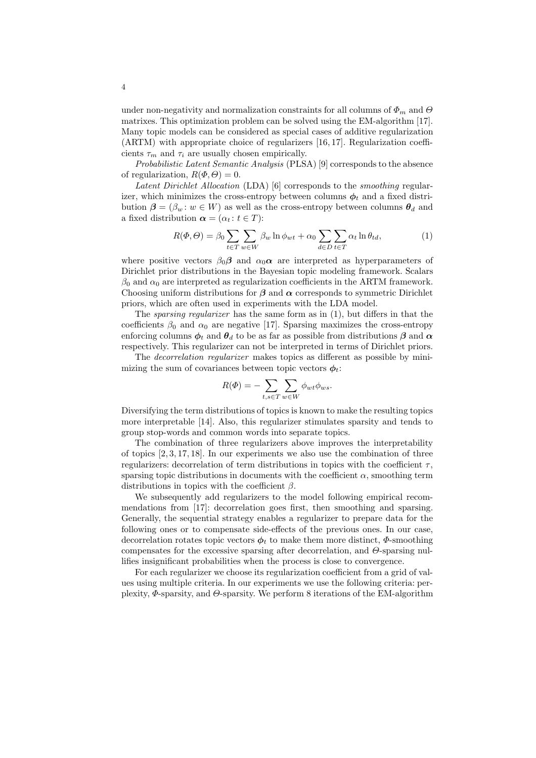under non-negativity and normalization constraints for all columns of $\Phi_m$ and $\Theta$ matrixes. This optimization problem can be solved using the EM-algorithm [17]. Many topic models can be considered as special cases of additive regularization (ARTM) with appropriate choice of regularizers [16, 17]. Regularization coefficients $\tau_m$ and $\tau_i$ are usually chosen empirically.

*Probabilistic Latent Semantic Analysis* (PLSA) [9] corresponds to the absence of regularization, $R(\Phi, \Theta) = 0$.

*Latent Dirichlet Allocation* (LDA) [6] corresponds to the *smoothing* regularizer, which minimizes the cross-entropy between columns $\boldsymbol{\phi}_t$ and a fixed distribution $\boldsymbol{\beta} = (\beta_w : w \in W)$ as well as the cross-entropy between columns $\boldsymbol{\theta}_d$ and a fixed distribution $\boldsymbol{\alpha} = (\alpha_t : t \in T)$:

$$R(\Phi, \Theta) = \beta_0 \sum_{t \in T} \sum_{w \in W} \beta_w \ln \phi_{wt} + \alpha_0 \sum_{d \in D} \sum_{t \in T} \alpha_t \ln \theta_{td}, \tag{1}$$

where positive vectors $\beta_0 \boldsymbol{\beta}$ and $\alpha_0 \boldsymbol{\alpha}$ are interpreted as hyperparameters of Dirichlet prior distributions in the Bayesian topic modeling framework. Scalars $\beta_0$ and $\alpha_0$ are interpreted as regularization coefficients in the ARTM framework. Choosing uniform distributions for $\boldsymbol{\beta}$ and $\boldsymbol{\alpha}$ corresponds to symmetric Dirichlet priors, which are often used in experiments with the LDA model.

The *sparsing regularizer* has the same form as in (1), but differs in that the coefficients $\beta_0$ and $\alpha_0$ are negative [17]. Sparsing maximizes the cross-entropy enforcing columns $\boldsymbol{\phi}_t$ and $\boldsymbol{\theta}_d$ to be as far as possible from distributions $\boldsymbol{\beta}$ and $\boldsymbol{\alpha}$ respectively. This regularizer can not be interpreted in terms of Dirichlet priors.

The *decorrelation regularizer* makes topics as different as possible by minimizing the sum of covariances between topic vectors $\boldsymbol{\phi}_t$:

$$R(\Phi) = -\sum_{t,s \in T} \sum_{w \in W} \phi_{wt} \phi_{ws}.$$

Diversifying the term distributions of topics is known to make the resulting topics more interpretable [14]. Also, this regularizer stimulates sparsity and tends to group stop-words and common words into separate topics.

The combination of three regularizers above improves the interpretability of topics [2, 3, 17, 18]. In our experiments we also use the combination of three regularizers: decorrelation of term distributions in topics with the coefficient $\tau$, sparsing topic distributions in documents with the coefficient $\alpha$, smoothing term distributions in topics with the coefficient $\beta$.

We subsequently add regularizers to the model following empirical recommendations from [17]: decorrelation goes first, then smoothing and sparsing. Generally, the sequential strategy enables a regularizer to prepare data for the following ones or to compensate side-effects of the previous ones. In our case, decorrelation rotates topic vectors $\boldsymbol{\phi}_t$ to make them more distinct, $\Phi$-smoothing compensates for the excessive sparsing after decorrelation, and $\Theta$-sparsing nullifies insignificant probabilities when the process is close to convergence.

For each regularizer we choose its regularization coefficient from a grid of values using multiple criteria. In our experiments we use the following criteria: perplexity, $\Phi$-sparsity, and $\Theta$-sparsity. We perform 8 iterations of the EM-algorithm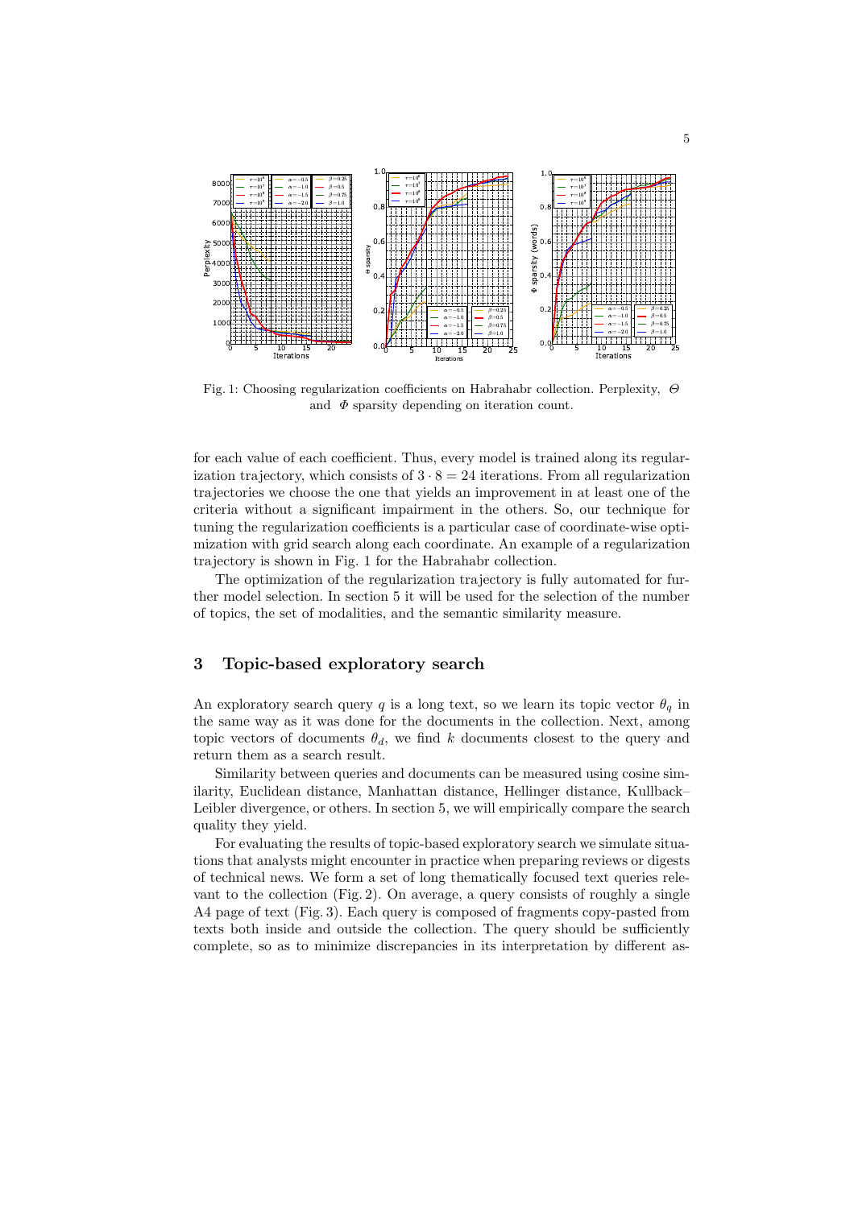Fig. 1: Choosing regularization coefficients on Habrahabr collection. Perplexity, $\Theta$ and $\Phi$ sparsity depending on iteration count.

for each value of each coefficient. Thus, every model is trained along its regularization trajectory, which consists of $3 \cdot 8 = 24$ iterations. From all regularization trajectories we choose the one that yields an improvement in at least one of the criteria without a significant impairment in the others. So, our technique for tuning the regularization coefficients is a particular case of coordinate-wise optimization with grid search along each coordinate. An example of a regularization trajectory is shown in Fig. 1 for the Habrahabr collection.

The optimization of the regularization trajectory is fully automated for further model selection. In section 5 it will be used for the selection of the number of topics, the set of modalities, and the semantic similarity measure.

## 3 Topic-based exploratory search

An exploratory search query $q$ is a long text, so we learn its topic vector $\theta_q$ in the same way as it was done for the documents in the collection. Next, among topic vectors of documents $\theta_d$, we find $k$ documents closest to the query and return them as a search result.

Similarity between queries and documents can be measured using cosine similarity, Euclidean distance, Manhattan distance, Hellinger distance, Kullback–Leibler divergence, or others. In section 5, we will empirically compare the search quality they yield.

For evaluating the results of topic-based exploratory search we simulate situations that analysts might encounter in practice when preparing reviews or digests of technical news. We form a set of long thematically focused text queries relevant to the collection (Fig. 2). On average, a query consists of roughly a single A4 page of text (Fig. 3). Each query is composed of fragments copy-pasted from texts both inside and outside the collection. The query should be sufficiently complete, so as to minimize discrepancies in its interpretation by different as-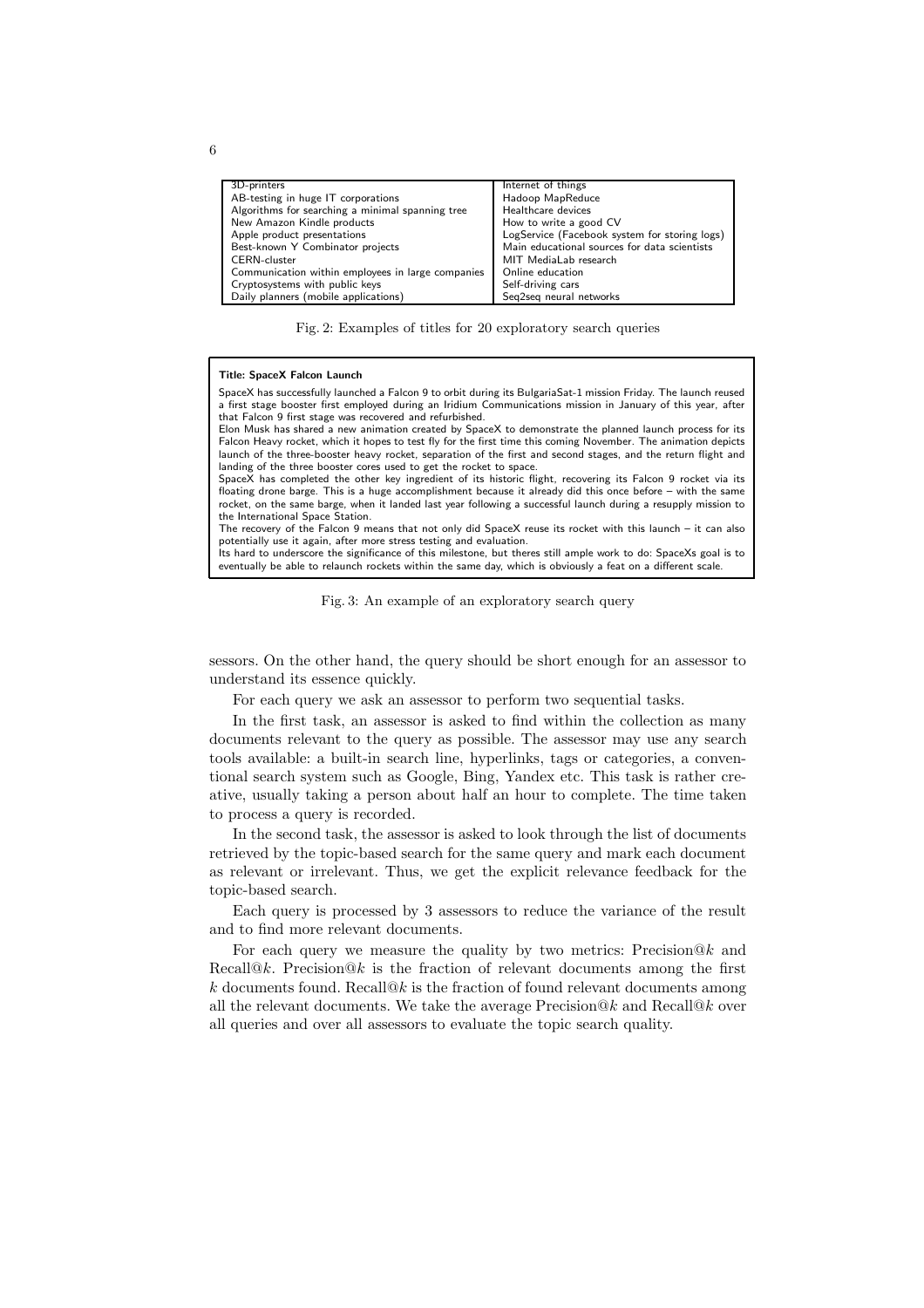| | |
|---|---|
| 3D-printers | Internet of things |
| AB-testing in huge IT corporations | Hadoop MapReduce |
| Algorithms for searching a minimal spanning tree | Healthcare devices |
| New Amazon Kindle products | How to write a good CV |
| Apple product presentations | LogService (Facebook system for storing logs) |
| Best-known Y Combinator projects | Main educational sources for data scientists |
| CERN-cluster | MIT MediaLab research |
| Communication within employees in large companies | Online education |
| Cryptosystems with public keys | Self-driving cars |
| Daily planners (mobile applications) | Seq2seq neural networks |

Fig. 2: Examples of titles for 20 exploratory search queries

**Title: SpaceX Falcon Launch**

SpaceX has successfully launched a Falcon 9 to orbit during its BulgariaSat-1 mission Friday. The launch reused a first stage booster first employed during an Iridium Communications mission in January of this year, after that Falcon 9 first stage was recovered and refurbished.
Elon Musk has shared a new animation created by SpaceX to demonstrate the planned launch process for its Falcon Heavy rocket, which it hopes to test fly for the first time this coming November. The animation depicts launch of the three-booster heavy rocket, separation of the first and second stages, and the return flight and landing of the three booster cores used to get the rocket to space.
SpaceX has completed the other key ingredient of its historic flight, recovering its Falcon 9 rocket via its floating drone barge. This is a huge accomplishment because it already did this once before – with the same rocket, on the same barge, when it landed last year following a successful launch during a resupply mission to the International Space Station.
The recovery of the Falcon 9 means that not only did SpaceX reuse its rocket with this launch – it can also potentially use it again, after more stress testing and evaluation.
Its hard to underscore the significance of this milestone, but theres still ample work to do: SpaceXs goal is to eventually be able to relaunch rockets within the same day, which is obviously a feat on a different scale.

Fig. 3: An example of an exploratory search query

sessors. On the other hand, the query should be short enough for an assessor to understand its essence quickly.

For each query we ask an assessor to perform two sequential tasks.

In the first task, an assessor is asked to find within the collection as many documents relevant to the query as possible. The assessor may use any search tools available: a built-in search line, hyperlinks, tags or categories, a conventional search system such as Google, Bing, Yandex etc. This task is rather creative, usually taking a person about half an hour to complete. The time taken to process a query is recorded.

In the second task, the assessor is asked to look through the list of documents retrieved by the topic-based search for the same query and mark each document as relevant or irrelevant. Thus, we get the explicit relevance feedback for the topic-based search.

Each query is processed by 3 assessors to reduce the variance of the result and to find more relevant documents.

For each query we measure the quality by two metrics: Precision@$k$ and Recall@$k$. Precision@$k$ is the fraction of relevant documents among the first $k$ documents found. Recall@$k$ is the fraction of found relevant documents among all the relevant documents. We take the average Precision@$k$ and Recall@$k$ over all queries and over all assessors to evaluate the topic search quality.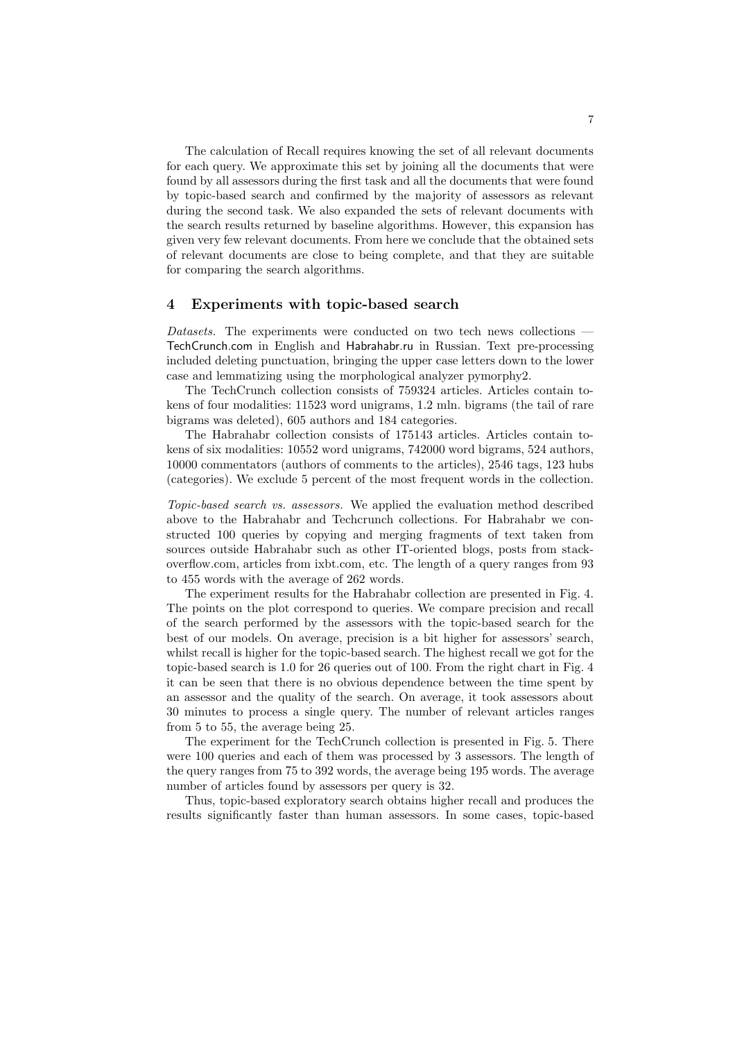The calculation of Recall requires knowing the set of all relevant documents for each query. We approximate this set by joining all the documents that were found by all assessors during the first task and all the documents that were found by topic-based search and confirmed by the majority of assessors as relevant during the second task. We also expanded the sets of relevant documents with the search results returned by baseline algorithms. However, this expansion has given very few relevant documents. From here we conclude that the obtained sets of relevant documents are close to being complete, and that they are suitable for comparing the search algorithms.

## 4 Experiments with topic-based search

*Datasets.* The experiments were conducted on two tech news collections — TechCrunch.com in English and Habrahabr.ru in Russian. Text pre-processing included deleting punctuation, bringing the upper case letters down to the lower case and lemmatizing using the morphological analyzer pymorphy2.

The TechCrunch collection consists of 759324 articles. Articles contain tokens of four modalities: 11523 word unigrams, 1.2 mln. bigrams (the tail of rare bigrams was deleted), 605 authors and 184 categories.

The Habrahabr collection consists of 175143 articles. Articles contain tokens of six modalities: 10552 word unigrams, 742000 word bigrams, 524 authors, 10000 commentators (authors of comments to the articles), 2546 tags, 123 hubs (categories). We exclude 5 percent of the most frequent words in the collection.

*Topic-based search vs. assessors.* We applied the evaluation method described above to the Habrahabr and Techcrunch collections. For Habrahabr we constructed 100 queries by copying and merging fragments of text taken from sources outside Habrahabr such as other IT-oriented blogs, posts from stackoverflow.com, articles from ixbt.com, etc. The length of a query ranges from 93 to 455 words with the average of 262 words.

The experiment results for the Habrahabr collection are presented in Fig. 4. The points on the plot correspond to queries. We compare precision and recall of the search performed by the assessors with the topic-based search for the best of our models. On average, precision is a bit higher for assessors' search, whilst recall is higher for the topic-based search. The highest recall we got for the topic-based search is 1.0 for 26 queries out of 100. From the right chart in Fig. 4 it can be seen that there is no obvious dependence between the time spent by an assessor and the quality of the search. On average, it took assessors about 30 minutes to process a single query. The number of relevant articles ranges from 5 to 55, the average being 25.

The experiment for the TechCrunch collection is presented in Fig. 5. There were 100 queries and each of them was processed by 3 assessors. The length of the query ranges from 75 to 392 words, the average being 195 words. The average number of articles found by assessors per query is 32.

Thus, topic-based exploratory search obtains higher recall and produces the results significantly faster than human assessors. In some cases, topic-based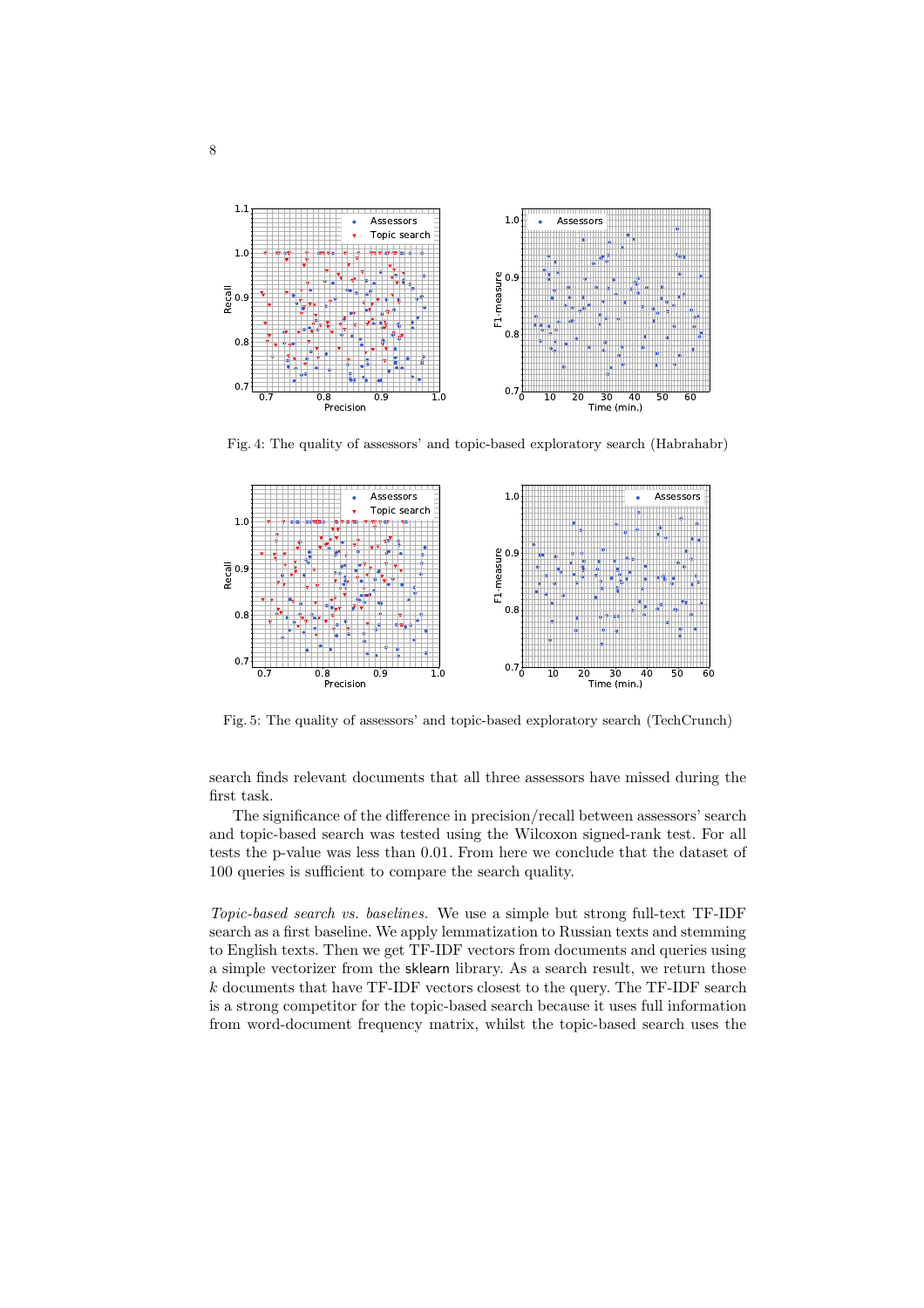Fig. 4: The quality of assessors' and topic-based exploratory search (Habrahabr)

Fig. 5: The quality of assessors' and topic-based exploratory search (TechCrunch)

search finds relevant documents that all three assessors have missed during the first task.

The significance of the difference in precision/recall between assessors' search and topic-based search was tested using the Wilcoxon signed-rank test. For all tests the p-value was less than 0.01. From here we conclude that the dataset of 100 queries is sufficient to compare the search quality.

*Topic-based search vs. baselines.* We use a simple but strong full-text TF-IDF search as a first baseline. We apply lemmatization to Russian texts and stemming to English texts. Then we get TF-IDF vectors from documents and queries using a simple vectorizer from the sklearn library. As a search result, we return those $k$ documents that have TF-IDF vectors closest to the query. The TF-IDF search is a strong competitor for the topic-based search because it uses full information from word-document frequency matrix, whilst the topic-based search uses the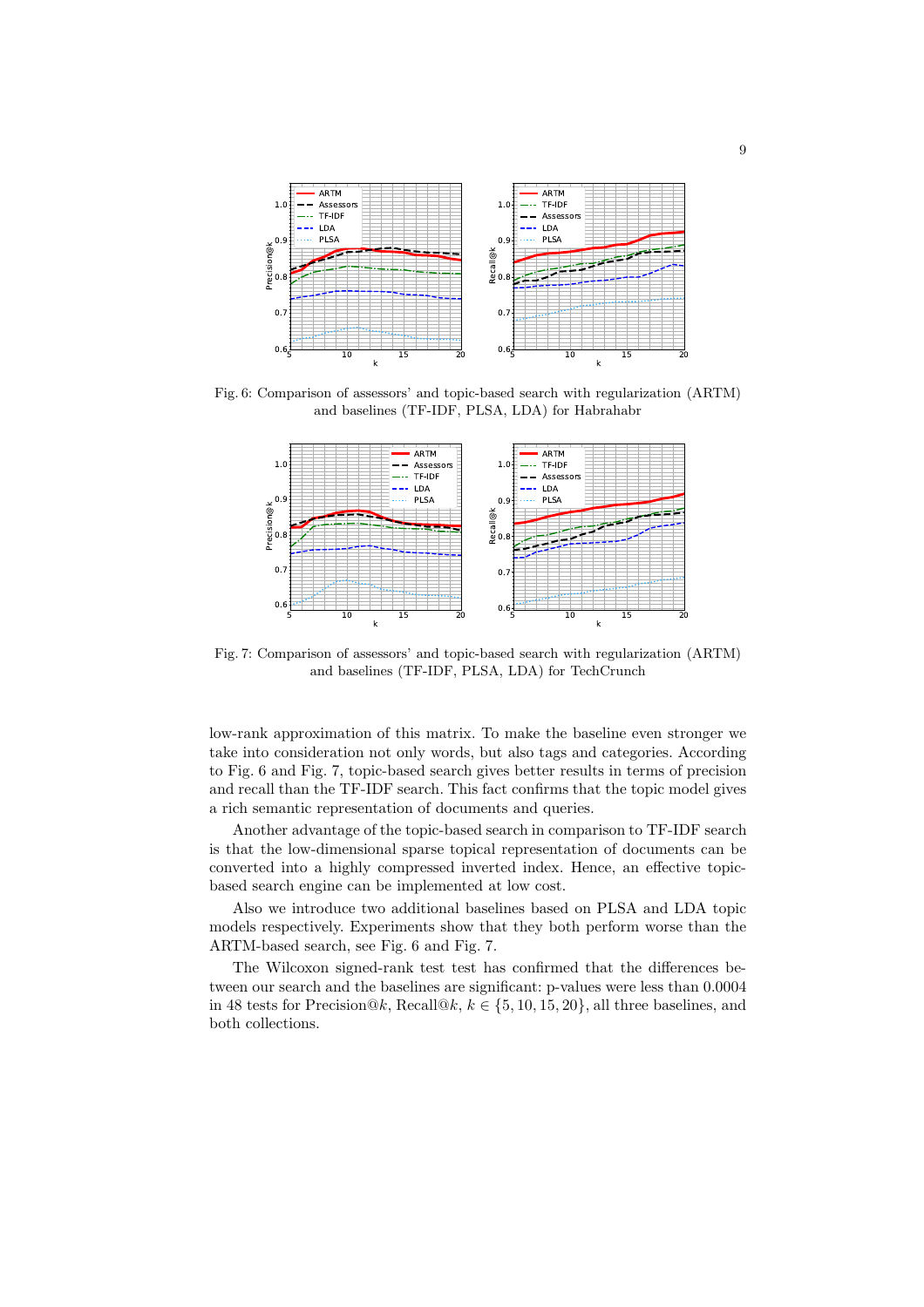Fig. 6: Comparison of assessors' and topic-based search with regularization (ARTM) and baselines (TF-IDF, PLSA, LDA) for Habrahabr

Fig. 7: Comparison of assessors' and topic-based search with regularization (ARTM) and baselines (TF-IDF, PLSA, LDA) for TechCrunch

low-rank approximation of this matrix. To make the baseline even stronger we take into consideration not only words, but also tags and categories. According to Fig. 6 and Fig. 7, topic-based search gives better results in terms of precision and recall than the TF-IDF search. This fact confirms that the topic model gives a rich semantic representation of documents and queries.

Another advantage of the topic-based search in comparison to TF-IDF search is that the low-dimensional sparse topical representation of documents can be converted into a highly compressed inverted index. Hence, an effective topic-based search engine can be implemented at low cost.

Also we introduce two additional baselines based on PLSA and LDA topic models respectively. Experiments show that they both perform worse than the ARTM-based search, see Fig. 6 and Fig. 7.

The Wilcoxon signed-rank test test has confirmed that the differences between our search and the baselines are significant: p-values were less than 0.0004 in 48 tests for Precision@$k$, Recall@$k$, $k \in \{5, 10, 15, 20\}$, all three baselines, and both collections.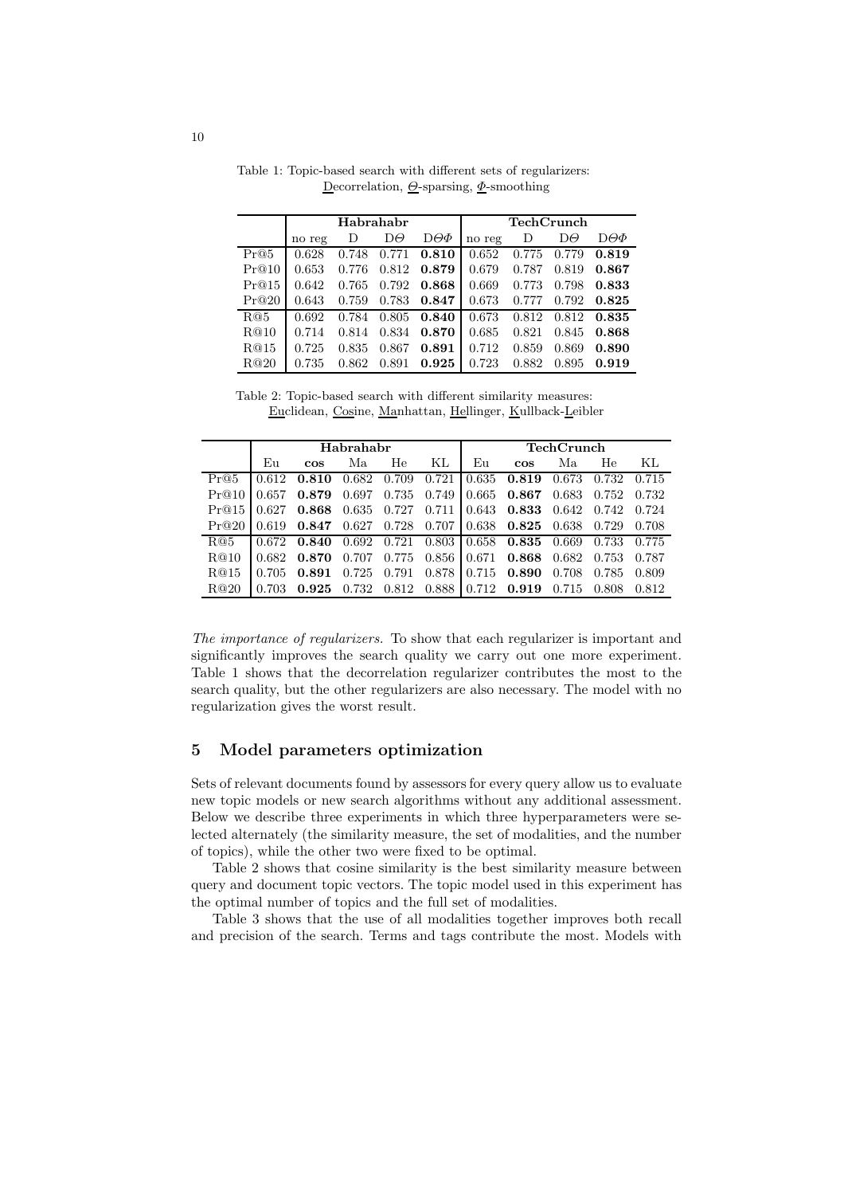Table 1: Topic-based search with different sets of regularizers: Decorrelation, $\Theta$-sparsing, $\Phi$-smoothing

| | Habrahabr | | | | TechCrunch | | | |
|---|---|---|---|---|---|---|---|---|
| | no reg | D | D$\Theta$ | D$\Theta\Phi$ | no reg | D | D$\Theta$ | D$\Theta\Phi$ |
| Pr@5 | 0.628 | 0.748 | 0.771 | **0.810** | 0.652 | 0.775 | 0.779 | **0.819** |
| Pr@10 | 0.653 | 0.776 | 0.812 | **0.879** | 0.679 | 0.787 | 0.819 | **0.867** |
| Pr@15 | 0.642 | 0.765 | 0.792 | **0.868** | 0.669 | 0.773 | 0.798 | **0.833** |
| Pr@20 | 0.643 | 0.759 | 0.783 | **0.847** | 0.673 | 0.777 | 0.792 | **0.825** |
| R@5 | 0.692 | 0.784 | 0.805 | **0.840** | 0.673 | 0.812 | 0.812 | **0.835** |
| R@10 | 0.714 | 0.814 | 0.834 | **0.870** | 0.685 | 0.821 | 0.845 | **0.868** |
| R@15 | 0.725 | 0.835 | 0.867 | **0.891** | 0.712 | 0.859 | 0.869 | **0.890** |
| R@20 | 0.735 | 0.862 | 0.891 | **0.925** | 0.723 | 0.882 | 0.895 | **0.919** |

Table 2: Topic-based search with different similarity measures: Euclidean, Cosine, Manhattan, Hellinger, Kullback-Leibler

| | Habrahabr | | | | | TechCrunch | | | | |
|---|---|---|---|---|---|---|---|---|---|---|
| | Eu | **cos** | Ma | He | KL | Eu | **cos** | Ma | He | KL |
| Pr@5 | 0.612 | **0.810** | 0.682 | 0.709 | 0.721 | 0.635 | **0.819** | 0.673 | 0.732 | 0.715 |
| Pr@10 | 0.657 | **0.879** | 0.697 | 0.735 | 0.749 | 0.665 | **0.867** | 0.683 | 0.752 | 0.732 |
| Pr@15 | 0.627 | **0.868** | 0.635 | 0.727 | 0.711 | 0.643 | **0.833** | 0.642 | 0.742 | 0.724 |
| Pr@20 | 0.619 | **0.847** | 0.627 | 0.728 | 0.707 | 0.638 | **0.825** | 0.638 | 0.729 | 0.708 |
| R@5 | 0.672 | **0.840** | 0.692 | 0.721 | 0.803 | 0.658 | **0.835** | 0.669 | 0.733 | 0.775 |
| R@10 | 0.682 | **0.870** | 0.707 | 0.775 | 0.856 | 0.671 | **0.868** | 0.682 | 0.753 | 0.787 |
| R@15 | 0.705 | **0.891** | 0.725 | 0.791 | 0.878 | 0.715 | **0.890** | 0.708 | 0.785 | 0.809 |
| R@20 | 0.703 | **0.925** | 0.732 | 0.812 | 0.888 | 0.712 | **0.919** | 0.715 | 0.808 | 0.812 |

*The importance of regularizers.* To show that each regularizer is important and significantly improves the search quality we carry out one more experiment. Table 1 shows that the decorrelation regularizer contributes the most to the search quality, but the other regularizers are also necessary. The model with no regularization gives the worst result.

## 5 Model parameters optimization

Sets of relevant documents found by assessors for every query allow us to evaluate new topic models or new search algorithms without any additional assessment. Below we describe three experiments in which three hyperparameters were selected alternately (the similarity measure, the set of modalities, and the number of topics), while the other two were fixed to be optimal.

Table 2 shows that cosine similarity is the best similarity measure between query and document topic vectors. The topic model used in this experiment has the optimal number of topics and the full set of modalities.

Table 3 shows that the use of all modalities together improves both recall and precision of the search. Terms and tags contribute the most. Models with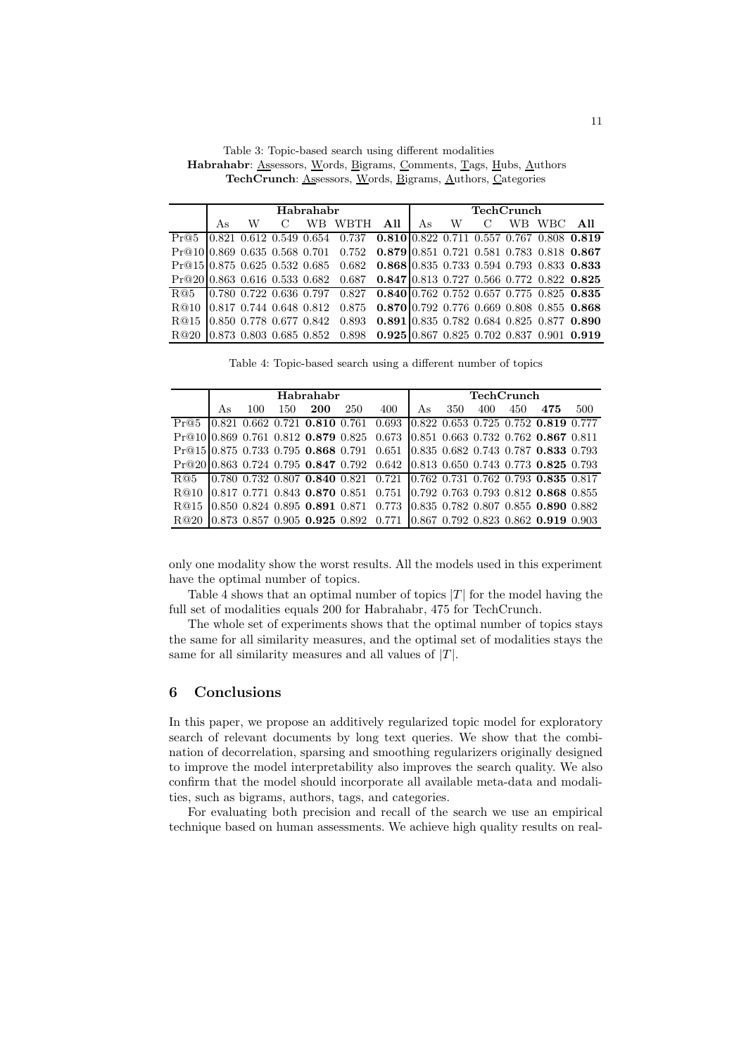Table 3: Topic-based search using different modalities
**Habrahabr**: Assessors, Words, Bigrams, Comments, Tags, Hubs, Authors
**TechCrunch**: Assessors, Words, Bigrams, Authors, Categories

| | **Habrahabr** | | | | | | **TechCrunch** | | | | | |
|---|---|---|---|---|---|---|---|---|---|---|---|---|
| | As | W | C | WB | WBTH | **All** | As | W | C | WB | WBC | **All** |
| Pr@5 | 0.821 | 0.612 | 0.549 | 0.654 | 0.737 | **0.810** | 0.822 | 0.711 | 0.557 | 0.767 | 0.808 | **0.819** |
| Pr@10 | 0.869 | 0.635 | 0.568 | 0.701 | 0.752 | **0.879** | 0.851 | 0.721 | 0.581 | 0.783 | 0.818 | **0.867** |
| Pr@15 | 0.875 | 0.625 | 0.532 | 0.685 | 0.682 | **0.868** | 0.835 | 0.733 | 0.594 | 0.793 | 0.833 | **0.833** |
| Pr@20 | 0.863 | 0.616 | 0.533 | 0.682 | 0.687 | **0.847** | 0.813 | 0.727 | 0.566 | 0.772 | 0.822 | **0.825** |
| R@5 | 0.780 | 0.722 | 0.636 | 0.797 | 0.827 | **0.840** | 0.762 | 0.752 | 0.657 | 0.775 | 0.825 | **0.835** |
| R@10 | 0.817 | 0.744 | 0.648 | 0.812 | 0.875 | **0.870** | 0.792 | 0.776 | 0.669 | 0.808 | 0.855 | **0.868** |
| R@15 | 0.850 | 0.778 | 0.677 | 0.842 | 0.893 | **0.891** | 0.835 | 0.782 | 0.684 | 0.825 | 0.877 | **0.890** |
| R@20 | 0.873 | 0.803 | 0.685 | 0.852 | 0.898 | **0.925** | 0.867 | 0.825 | 0.702 | 0.837 | 0.901 | **0.919** |

Table 4: Topic-based search using a different number of topics

| | **Habrahabr** | | | | | | **TechCrunch** | | | | | |
|---|---|---|---|---|---|---|---|---|---|---|---|---|
| | As | 100 | 150 | **200** | 250 | 400 | As | 350 | 400 | 450 | **475** | 500 |
| Pr@5 | 0.821 | 0.662 | 0.721 | **0.810** | 0.761 | 0.693 | 0.822 | 0.653 | 0.725 | 0.752 | **0.819** | 0.777 |
| Pr@10 | 0.869 | 0.761 | 0.812 | **0.879** | 0.825 | 0.673 | 0.851 | 0.663 | 0.732 | 0.762 | **0.867** | 0.811 |
| Pr@15 | 0.875 | 0.733 | 0.795 | **0.868** | 0.791 | 0.651 | 0.835 | 0.682 | 0.743 | 0.787 | **0.833** | 0.793 |
| Pr@20 | 0.863 | 0.724 | 0.795 | **0.847** | 0.792 | 0.642 | 0.813 | 0.650 | 0.743 | 0.773 | **0.825** | 0.793 |
| R@5 | 0.780 | 0.732 | 0.807 | **0.840** | 0.821 | 0.721 | 0.762 | 0.731 | 0.762 | 0.793 | **0.835** | 0.817 |
| R@10 | 0.817 | 0.771 | 0.843 | **0.870** | 0.851 | 0.751 | 0.792 | 0.763 | 0.793 | 0.812 | **0.868** | 0.855 |
| R@15 | 0.850 | 0.824 | 0.895 | **0.891** | 0.871 | 0.773 | 0.835 | 0.782 | 0.807 | 0.855 | **0.890** | 0.882 |
| R@20 | 0.873 | 0.857 | 0.905 | **0.925** | 0.892 | 0.771 | 0.867 | 0.792 | 0.823 | 0.862 | **0.919** | 0.903 |

only one modality show the worst results. All the models used in this experiment have the optimal number of topics.

Table 4 shows that an optimal number of topics $|T|$ for the model having the full set of modalities equals 200 for Habrahabr, 475 for TechCrunch.

The whole set of experiments shows that the optimal number of topics stays the same for all similarity measures, and the optimal set of modalities stays the same for all similarity measures and all values of $|T|$.

## 6 Conclusions

In this paper, we propose an additively regularized topic model for exploratory search of relevant documents by long text queries. We show that the combination of decorrelation, sparsing and smoothing regularizers originally designed to improve the model interpretability also improves the search quality. We also confirm that the model should incorporate all available meta-data and modalities, such as bigrams, authors, tags, and categories.

For evaluating both precision and recall of the search we use an empirical technique based on human assessments. We achieve high quality results on real-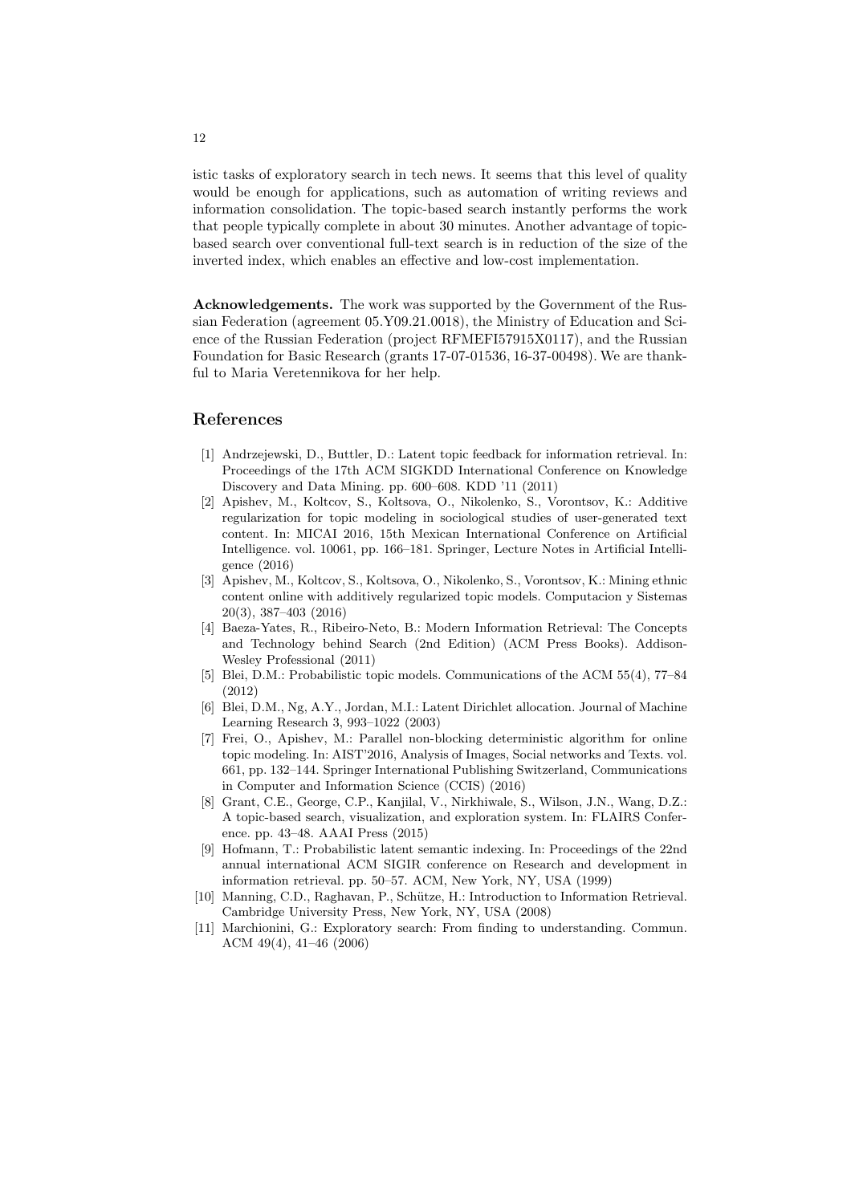istic tasks of exploratory search in tech news. It seems that this level of quality would be enough for applications, such as automation of writing reviews and information consolidation. The topic-based search instantly performs the work that people typically complete in about 30 minutes. Another advantage of topic-based search over conventional full-text search is in reduction of the size of the inverted index, which enables an effective and low-cost implementation.

**Acknowledgements.** The work was supported by the Government of the Russian Federation (agreement 05.Y09.21.0018), the Ministry of Education and Science of the Russian Federation (project RFMEFI57915X0117), and the Russian Foundation for Basic Research (grants 17-07-01536, 16-37-00498). We are thankful to Maria Veretennikova for her help.

## References

[1] Andrzejewski, D., Buttler, D.: Latent topic feedback for information retrieval. In: Proceedings of the 17th ACM SIGKDD International Conference on Knowledge Discovery and Data Mining. pp. 600–608. KDD '11 (2011)

[2] Apishev, M., Koltcov, S., Koltsova, O., Nikolenko, S., Vorontsov, K.: Additive regularization for topic modeling in sociological studies of user-generated text content. In: MICAI 2016, 15th Mexican International Conference on Artificial Intelligence. vol. 10061, pp. 166–181. Springer, Lecture Notes in Artificial Intelligence (2016)

[3] Apishev, M., Koltcov, S., Koltsova, O., Nikolenko, S., Vorontsov, K.: Mining ethnic content online with additively regularized topic models. Computacion y Sistemas 20(3), 387–403 (2016)

[4] Baeza-Yates, R., Ribeiro-Neto, B.: Modern Information Retrieval: The Concepts and Technology behind Search (2nd Edition) (ACM Press Books). Addison-Wesley Professional (2011)

[5] Blei, D.M.: Probabilistic topic models. Communications of the ACM 55(4), 77–84 (2012)

[6] Blei, D.M., Ng, A.Y., Jordan, M.I.: Latent Dirichlet allocation. Journal of Machine Learning Research 3, 993–1022 (2003)

[7] Frei, O., Apishev, M.: Parallel non-blocking deterministic algorithm for online topic modeling. In: AIST'2016, Analysis of Images, Social networks and Texts. vol. 661, pp. 132–144. Springer International Publishing Switzerland, Communications in Computer and Information Science (CCIS) (2016)

[8] Grant, C.E., George, C.P., Kanjilal, V., Nirkhiwale, S., Wilson, J.N., Wang, D.Z.: A topic-based search, visualization, and exploration system. In: FLAIRS Conference. pp. 43–48. AAAI Press (2015)

[9] Hofmann, T.: Probabilistic latent semantic indexing. In: Proceedings of the 22nd annual international ACM SIGIR conference on Research and development in information retrieval. pp. 50–57. ACM, New York, NY, USA (1999)

[10] Manning, C.D., Raghavan, P., Schütze, H.: Introduction to Information Retrieval. Cambridge University Press, New York, NY, USA (2008)

[11] Marchionini, G.: Exploratory search: From finding to understanding. Commun. ACM 49(4), 41–46 (2006)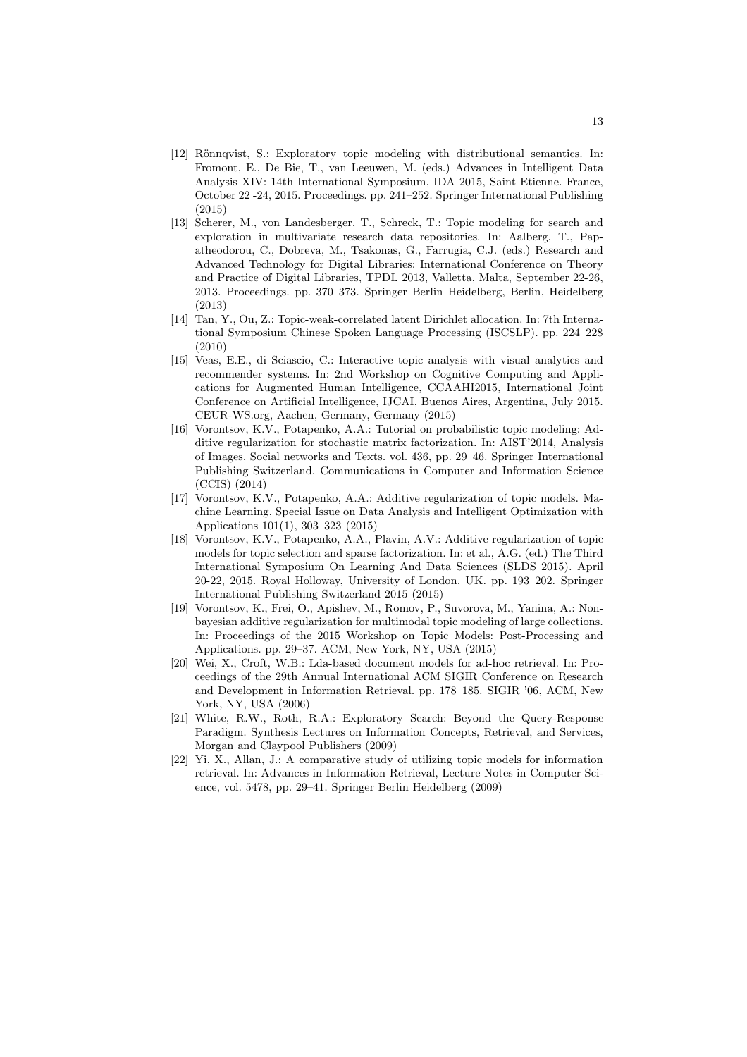[12] Rönnqvist, S.: Exploratory topic modeling with distributional semantics. In: Fromont, E., De Bie, T., van Leeuwen, M. (eds.) Advances in Intelligent Data Analysis XIV: 14th International Symposium, IDA 2015, Saint Etienne. France, October 22 -24, 2015. Proceedings. pp. 241–252. Springer International Publishing (2015)

[13] Scherer, M., von Landesberger, T., Schreck, T.: Topic modeling for search and exploration in multivariate research data repositories. In: Aalberg, T., Papatheodorou, C., Dobreva, M., Tsakonas, G., Farrugia, C.J. (eds.) Research and Advanced Technology for Digital Libraries: International Conference on Theory and Practice of Digital Libraries, TPDL 2013, Valletta, Malta, September 22-26, 2013. Proceedings. pp. 370–373. Springer Berlin Heidelberg, Berlin, Heidelberg (2013)

[14] Tan, Y., Ou, Z.: Topic-weak-correlated latent Dirichlet allocation. In: 7th International Symposium Chinese Spoken Language Processing (ISCSLP). pp. 224–228 (2010)

[15] Veas, E.E., di Sciascio, C.: Interactive topic analysis with visual analytics and recommender systems. In: 2nd Workshop on Cognitive Computing and Applications for Augmented Human Intelligence, CCAAHI2015, International Joint Conference on Artificial Intelligence, IJCAI, Buenos Aires, Argentina, July 2015. CEUR-WS.org, Aachen, Germany, Germany (2015)

[16] Vorontsov, K.V., Potapenko, A.A.: Tutorial on probabilistic topic modeling: Additive regularization for stochastic matrix factorization. In: AIST'2014, Analysis of Images, Social networks and Texts. vol. 436, pp. 29–46. Springer International Publishing Switzerland, Communications in Computer and Information Science (CCIS) (2014)

[17] Vorontsov, K.V., Potapenko, A.A.: Additive regularization of topic models. Machine Learning, Special Issue on Data Analysis and Intelligent Optimization with Applications 101(1), 303–323 (2015)

[18] Vorontsov, K.V., Potapenko, A.A., Plavin, A.V.: Additive regularization of topic models for topic selection and sparse factorization. In: et al., A.G. (ed.) The Third International Symposium On Learning And Data Sciences (SLDS 2015). April 20-22, 2015. Royal Holloway, University of London, UK. pp. 193–202. Springer International Publishing Switzerland 2015 (2015)

[19] Vorontsov, K., Frei, O., Apishev, M., Romov, P., Suvorova, M., Yanina, A.: Non-bayesian additive regularization for multimodal topic modeling of large collections. In: Proceedings of the 2015 Workshop on Topic Models: Post-Processing and Applications. pp. 29–37. ACM, New York, NY, USA (2015)

[20] Wei, X., Croft, W.B.: Lda-based document models for ad-hoc retrieval. In: Proceedings of the 29th Annual International ACM SIGIR Conference on Research and Development in Information Retrieval. pp. 178–185. SIGIR '06, ACM, New York, NY, USA (2006)

[21] White, R.W., Roth, R.A.: Exploratory Search: Beyond the Query-Response Paradigm. Synthesis Lectures on Information Concepts, Retrieval, and Services, Morgan and Claypool Publishers (2009)

[22] Yi, X., Allan, J.: A comparative study of utilizing topic models for information retrieval. In: Advances in Information Retrieval, Lecture Notes in Computer Science, vol. 5478, pp. 29–41. Springer Berlin Heidelberg (2009)